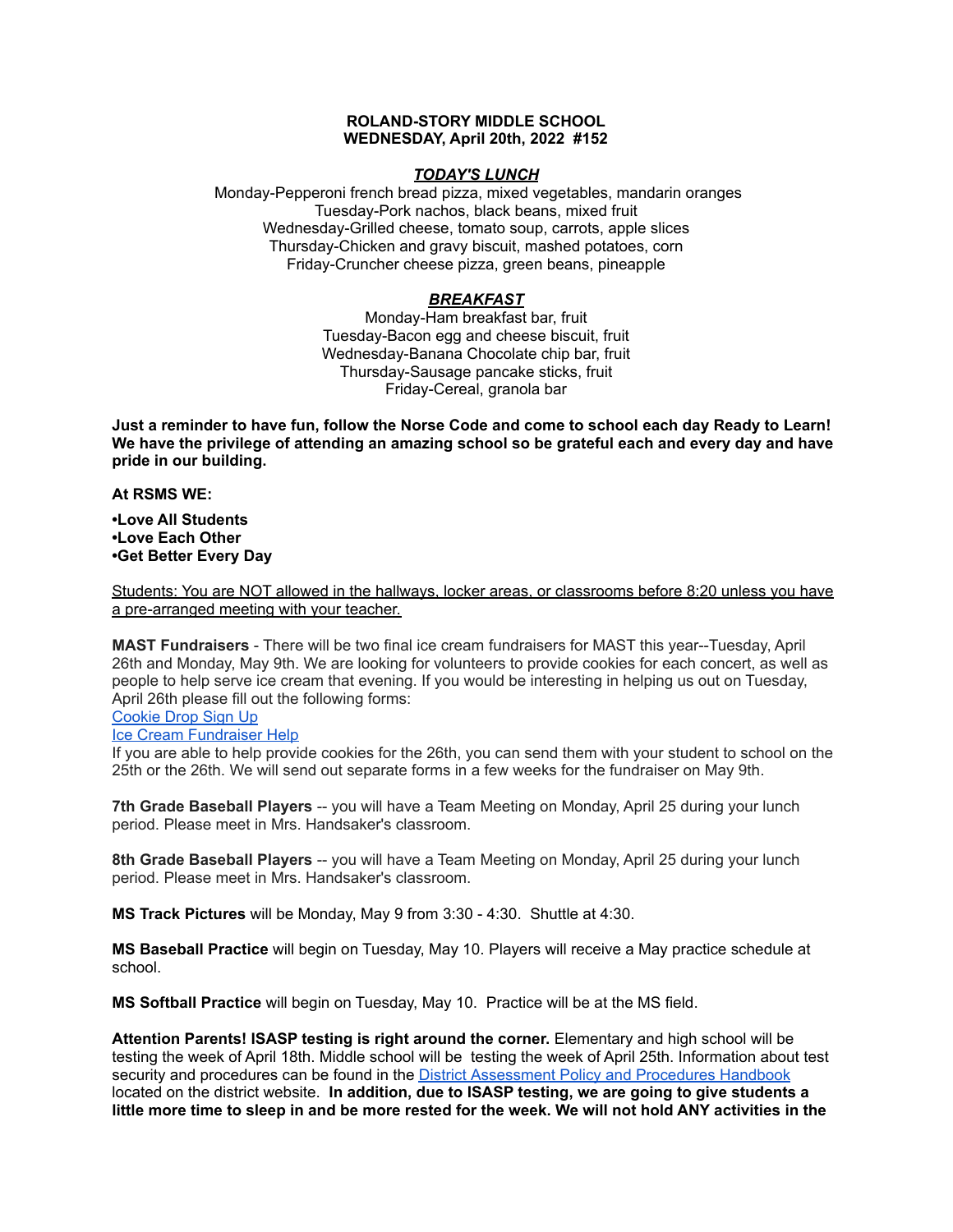**ROLAND-STORY MIDDLE SCHOOL**
**WEDNESDAY, April 20th, 2022 #152**

***TODAY'S LUNCH***

Monday-Pepperoni french bread pizza, mixed vegetables, mandarin oranges
Tuesday-Pork nachos, black beans, mixed fruit
Wednesday-Grilled cheese, tomato soup, carrots, apple slices
Thursday-Chicken and gravy biscuit, mashed potatoes, corn
Friday-Cruncher cheese pizza, green beans, pineapple

***BREAKFAST***

Monday-Ham breakfast bar, fruit
Tuesday-Bacon egg and cheese biscuit, fruit
Wednesday-Banana Chocolate chip bar, fruit
Thursday-Sausage pancake sticks, fruit
Friday-Cereal, granola bar

**Just a reminder to have fun, follow the Norse Code and come to school each day Ready to Learn! We have the privilege of attending an amazing school so be grateful each and every day and have pride in our building.**

**At RSMS WE:**

**•Love All Students**
**•Love Each Other**
**•Get Better Every Day**

<u>Students: You are NOT allowed in the hallways, locker areas, or classrooms before 8:20 unless you have a pre-arranged meeting with your teacher.</u>

**MAST Fundraisers** - There will be two final ice cream fundraisers for MAST this year--Tuesday, April 26th and Monday, May 9th. We are looking for volunteers to provide cookies for each concert, as well as people to help serve ice cream that evening. If you would be interesting in helping us out on Tuesday, April 26th please fill out the following forms:
Cookie Drop Sign Up
Ice Cream Fundraiser Help
If you are able to help provide cookies for the 26th, you can send them with your student to school on the 25th or the 26th. We will send out separate forms in a few weeks for the fundraiser on May 9th.

**7th Grade Baseball Players** -- you will have a Team Meeting on Monday, April 25 during your lunch period. Please meet in Mrs. Handsaker's classroom.

**8th Grade Baseball Players** -- you will have a Team Meeting on Monday, April 25 during your lunch period. Please meet in Mrs. Handsaker's classroom.

**MS Track Pictures** will be Monday, May 9 from 3:30 - 4:30. Shuttle at 4:30.

**MS Baseball Practice** will begin on Tuesday, May 10. Players will receive a May practice schedule at school.

**MS Softball Practice** will begin on Tuesday, May 10. Practice will be at the MS field.

**Attention Parents! ISASP testing is right around the corner.** Elementary and high school will be testing the week of April 18th. Middle school will be testing the week of April 25th. Information about test security and procedures can be found in the District Assessment Policy and Procedures Handbook located on the district website. **In addition, due to ISASP testing, we are going to give students a little more time to sleep in and be more rested for the week. We will not hold ANY activities in the**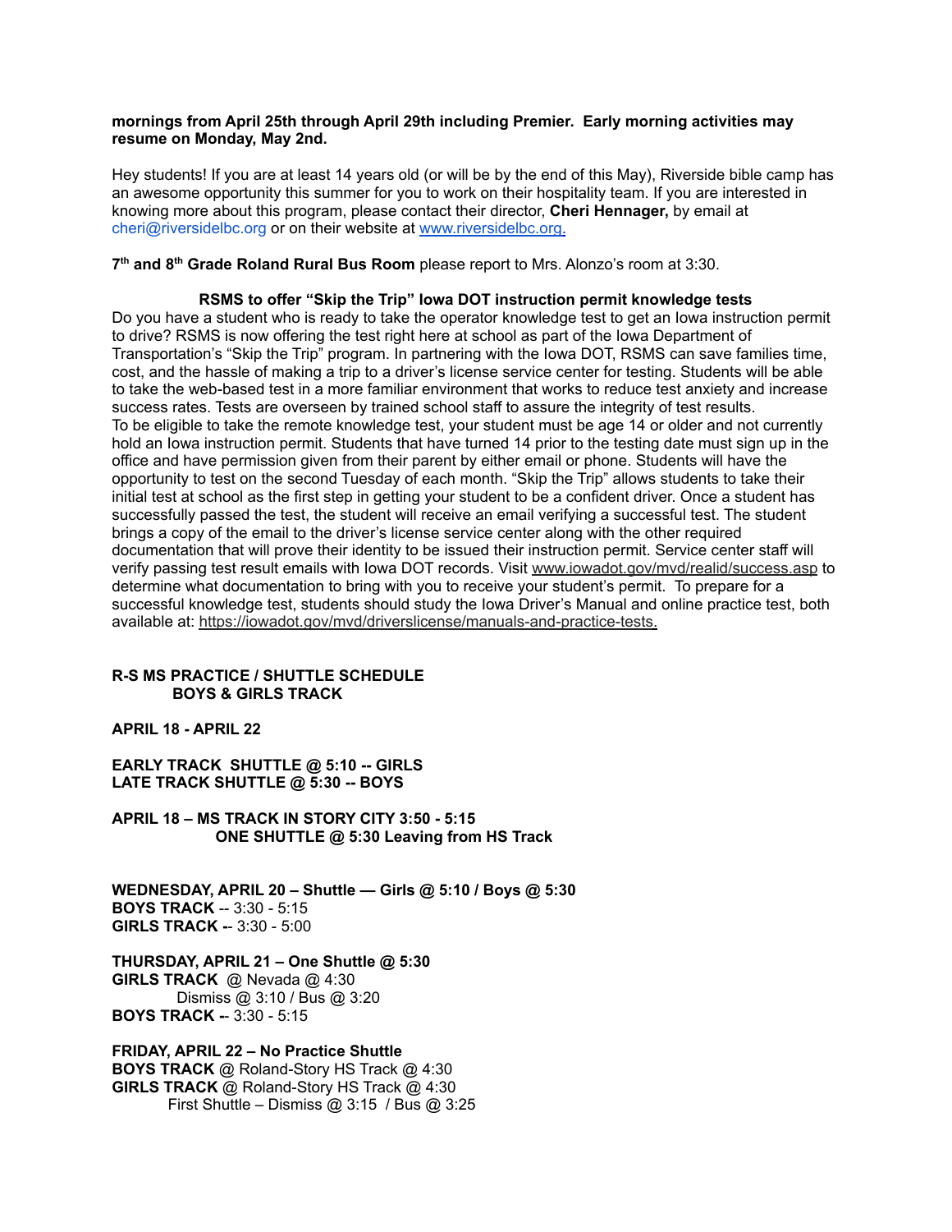**mornings from April 25th through April 29th including Premier. Early morning activities may resume on Monday, May 2nd.**

Hey students! If you are at least 14 years old (or will be by the end of this May), Riverside bible camp has an awesome opportunity this summer for you to work on their hospitality team. If you are interested in knowing more about this program, please contact their director, **Cheri Hennager,** by email at cheri@riversidelbc.org or on their website at www.riversidelbc.org.

**7th and 8th Grade Roland Rural Bus Room** please report to Mrs. Alonzo's room at 3:30.

**RSMS to offer "Skip the Trip" Iowa DOT instruction permit knowledge tests**

Do you have a student who is ready to take the operator knowledge test to get an Iowa instruction permit to drive? RSMS is now offering the test right here at school as part of the Iowa Department of Transportation's "Skip the Trip" program. In partnering with the Iowa DOT, RSMS can save families time, cost, and the hassle of making a trip to a driver's license service center for testing. Students will be able to take the web-based test in a more familiar environment that works to reduce test anxiety and increase success rates. Tests are overseen by trained school staff to assure the integrity of test results.
To be eligible to take the remote knowledge test, your student must be age 14 or older and not currently hold an Iowa instruction permit. Students that have turned 14 prior to the testing date must sign up in the office and have permission given from their parent by either email or phone. Students will have the opportunity to test on the second Tuesday of each month. "Skip the Trip" allows students to take their initial test at school as the first step in getting your student to be a confident driver. Once a student has successfully passed the test, the student will receive an email verifying a successful test. The student brings a copy of the email to the driver's license service center along with the other required documentation that will prove their identity to be issued their instruction permit. Service center staff will verify passing test result emails with Iowa DOT records. Visit www.iowadot.gov/mvd/realid/success.asp to determine what documentation to bring with you to receive your student's permit. To prepare for a successful knowledge test, students should study the Iowa Driver's Manual and online practice test, both available at: https://iowadot.gov/mvd/driverslicense/manuals-and-practice-tests.

**R-S MS PRACTICE / SHUTTLE SCHEDULE**
**BOYS & GIRLS TRACK**

**APRIL 18 - APRIL 22**

**EARLY TRACK SHUTTLE @ 5:10 -- GIRLS**
**LATE TRACK SHUTTLE @ 5:30 -- BOYS**

**APRIL 18 – MS TRACK IN STORY CITY 3:50 - 5:15**
**ONE SHUTTLE @ 5:30 Leaving from HS Track**

**WEDNESDAY, APRIL 20 – Shuttle — Girls @ 5:10 / Boys @ 5:30**
**BOYS TRACK** -- 3:30 - 5:15
**GIRLS TRACK --** 3:30 - 5:00

**THURSDAY, APRIL 21 – One Shuttle @ 5:30**
**GIRLS TRACK** @ Nevada @ 4:30
Dismiss @ 3:10 / Bus @ 3:20
**BOYS TRACK --** 3:30 - 5:15

**FRIDAY, APRIL 22 – No Practice Shuttle**
**BOYS TRACK** @ Roland-Story HS Track @ 4:30
**GIRLS TRACK** @ Roland-Story HS Track @ 4:30
First Shuttle – Dismiss @ 3:15 / Bus @ 3:25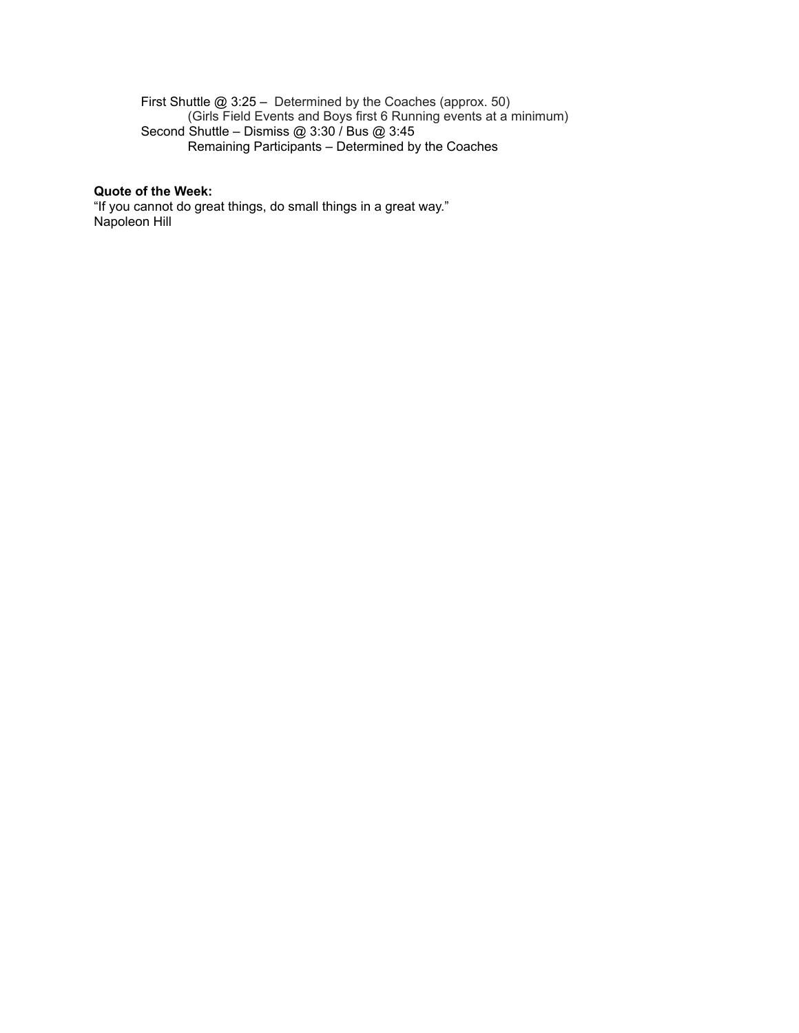First Shuttle @ 3:25 – Determined by the Coaches (approx. 50)
    (Girls Field Events and Boys first 6 Running events at a minimum)
Second Shuttle – Dismiss @ 3:30 / Bus @ 3:45
    Remaining Participants – Determined by the Coaches

**Quote of the Week:**
"If you cannot do great things, do small things in a great way."
Napoleon Hill